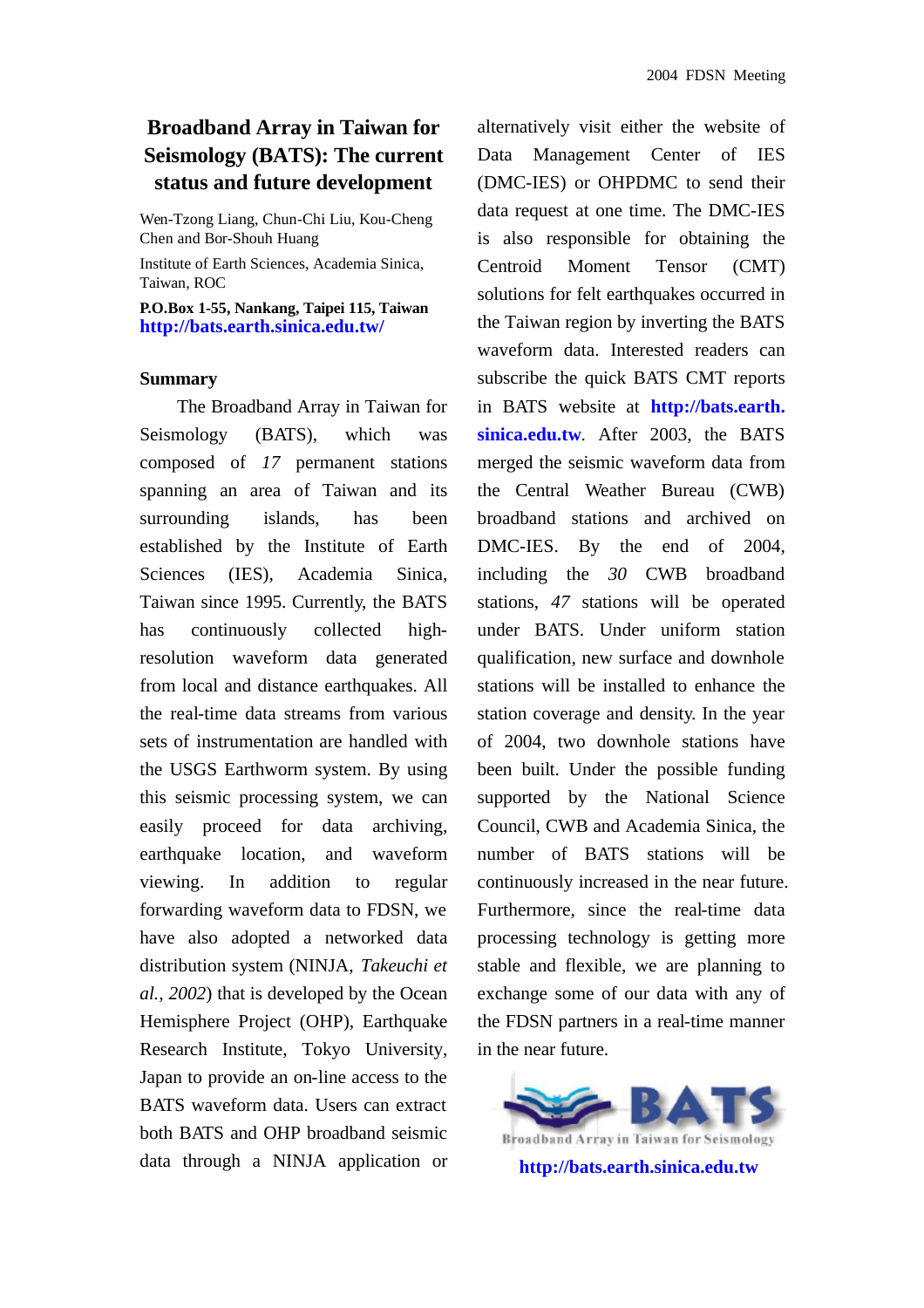# Broadband Array in Taiwan for Seismology (BATS): The current status and future development

Wen-Tzong Liang, Chun-Chi Liu, Kou-Cheng Chen and Bor-Shouh Huang

Institute of Earth Sciences, Academia Sinica, Taiwan, ROC

**P.O.Box 1-55, Nankang, Taipei 115, Taiwan**
**http://bats.earth.sinica.edu.tw/**

## Summary

The Broadband Array in Taiwan for Seismology (BATS), which was composed of *17* permanent stations spanning an area of Taiwan and its surrounding islands, has been established by the Institute of Earth Sciences (IES), Academia Sinica, Taiwan since 1995. Currently, the BATS has continuously collected high-resolution waveform data generated from local and distance earthquakes. All the real-time data streams from various sets of instrumentation are handled with the USGS Earthworm system. By using this seismic processing system, we can easily proceed for data archiving, earthquake location, and waveform viewing. In addition to regular forwarding waveform data to FDSN, we have also adopted a networked data distribution system (NINJA, *Takeuchi et al., 2002*) that is developed by the Ocean Hemisphere Project (OHP), Earthquake Research Institute, Tokyo University, Japan to provide an on-line access to the BATS waveform data. Users can extract both BATS and OHP broadband seismic data through a NINJA application or alternatively visit either the website of Data Management Center of IES (DMC-IES) or OHPDMC to send their data request at one time. The DMC-IES is also responsible for obtaining the Centroid Moment Tensor (CMT) solutions for felt earthquakes occurred in the Taiwan region by inverting the BATS waveform data. Interested readers can subscribe the quick BATS CMT reports in BATS website at **http://bats.earth.sinica.edu.tw**. After 2003, the BATS merged the seismic waveform data from the Central Weather Bureau (CWB) broadband stations and archived on DMC-IES. By the end of 2004, including the *30* CWB broadband stations, *47* stations will be operated under BATS. Under uniform station qualification, new surface and downhole stations will be installed to enhance the station coverage and density. In the year of 2004, two downhole stations have been built. Under the possible funding supported by the National Science Council, CWB and Academia Sinica, the number of BATS stations will be continuously increased in the near future. Furthermore, since the real-time data processing technology is getting more stable and flexible, we are planning to exchange some of our data with any of the FDSN partners in a real-time manner in the near future.

BATS
Broadband Array in Taiwan for Seismology
**http://bats.earth.sinica.edu.tw**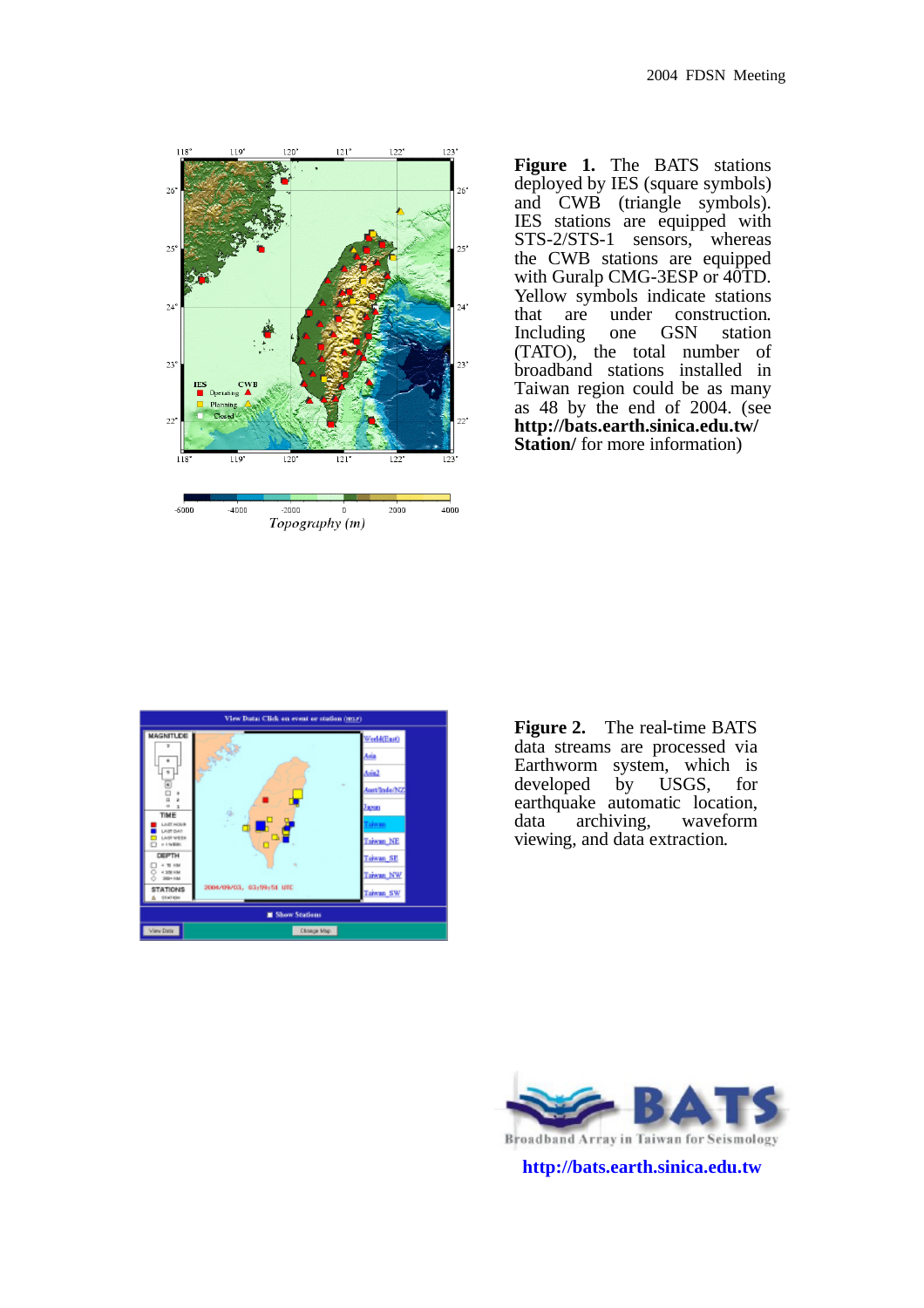**Figure 1.** The BATS stations deployed by IES (square symbols) and CWB (triangle symbols). IES stations are equipped with STS-2/STS-1 sensors, whereas the CWB stations are equipped with Guralp CMG-3ESP or 40TD. Yellow symbols indicate stations that are under construction. Including one GSN station (TATO), the total number of broadband stations installed in Taiwan region could be as many as 48 by the end of 2004. (see **http://bats.earth.sinica.edu.tw/ Station/** for more information)

**Figure 2.** The real-time BATS data streams are processed via Earthworm system, which is developed by USGS, for earthquake automatic location, data archiving, waveform viewing, and data extraction.

**http://bats.earth.sinica.edu.tw**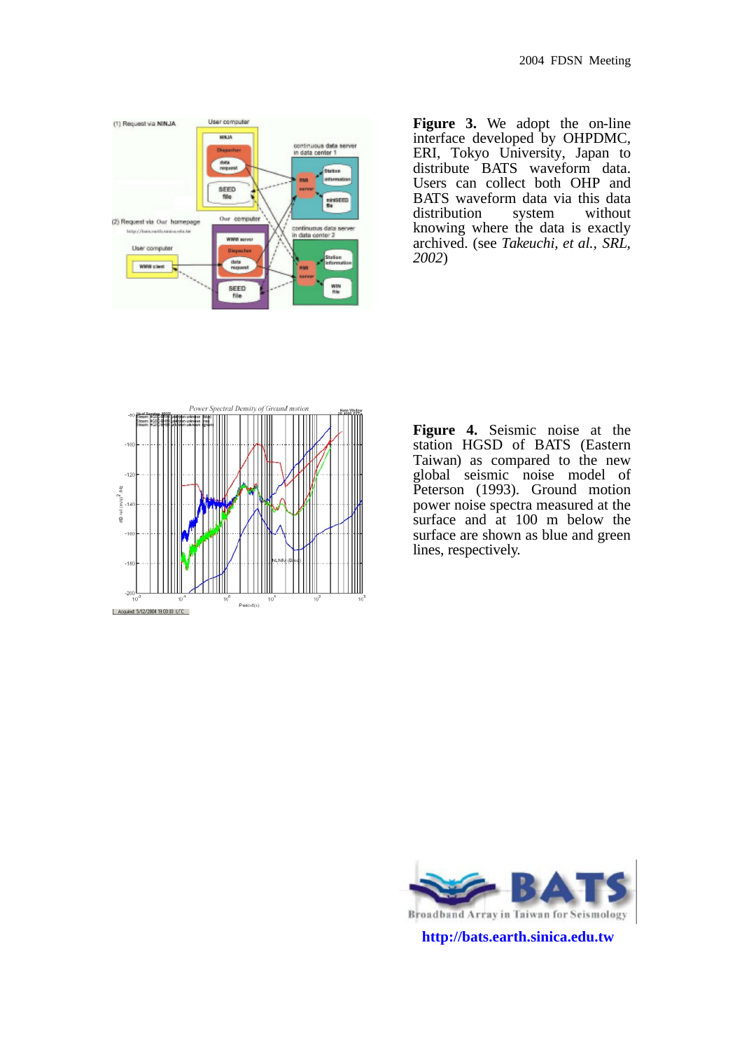(1) Request via NINJA

User computer

NINJA

Dispacher

data request

SEED file

continuous data server in data center 1

RMI server

Station information

miniSEED file

(2) Request via Our homepage

Our computer

User computer

WWW client

WWW server

Dispacher

data request

SEED file

continuous data server in data center 2

RMI server

Station information

WIN file

**Figure 3.** We adopt the on-line interface developed by OHPDMC, ERI, Tokyo University, Japan to distribute BATS waveform data. Users can collect both OHP and BATS waveform data via this data distribution system without knowing where the data is exactly archived. (see *Takeuchi, et al., SRL, 2002*)

Power Spectral Density of Ground motion

-80
-100
-120
-140
-160
-180
-200

dB rel (m/s)$^2$/Hz

$10^{-2}$
$10^{-1}$
$10^{0}$
$10^{1}$
$10^{2}$
$10^{3}$

Period(s)

NLNM (Blue)

Acquired: 5/12/2004 19:00:00 UTC

**Figure 4.** Seismic noise at the station HGSD of BATS (Eastern Taiwan) as compared to the new global seismic noise model of Peterson (1993). Ground motion power noise spectra measured at the surface and at 100 m below the surface are shown as blue and green lines, respectively.

BATS

Broadband Array in Taiwan for Seismology

**http://bats.earth.sinica.edu.tw**